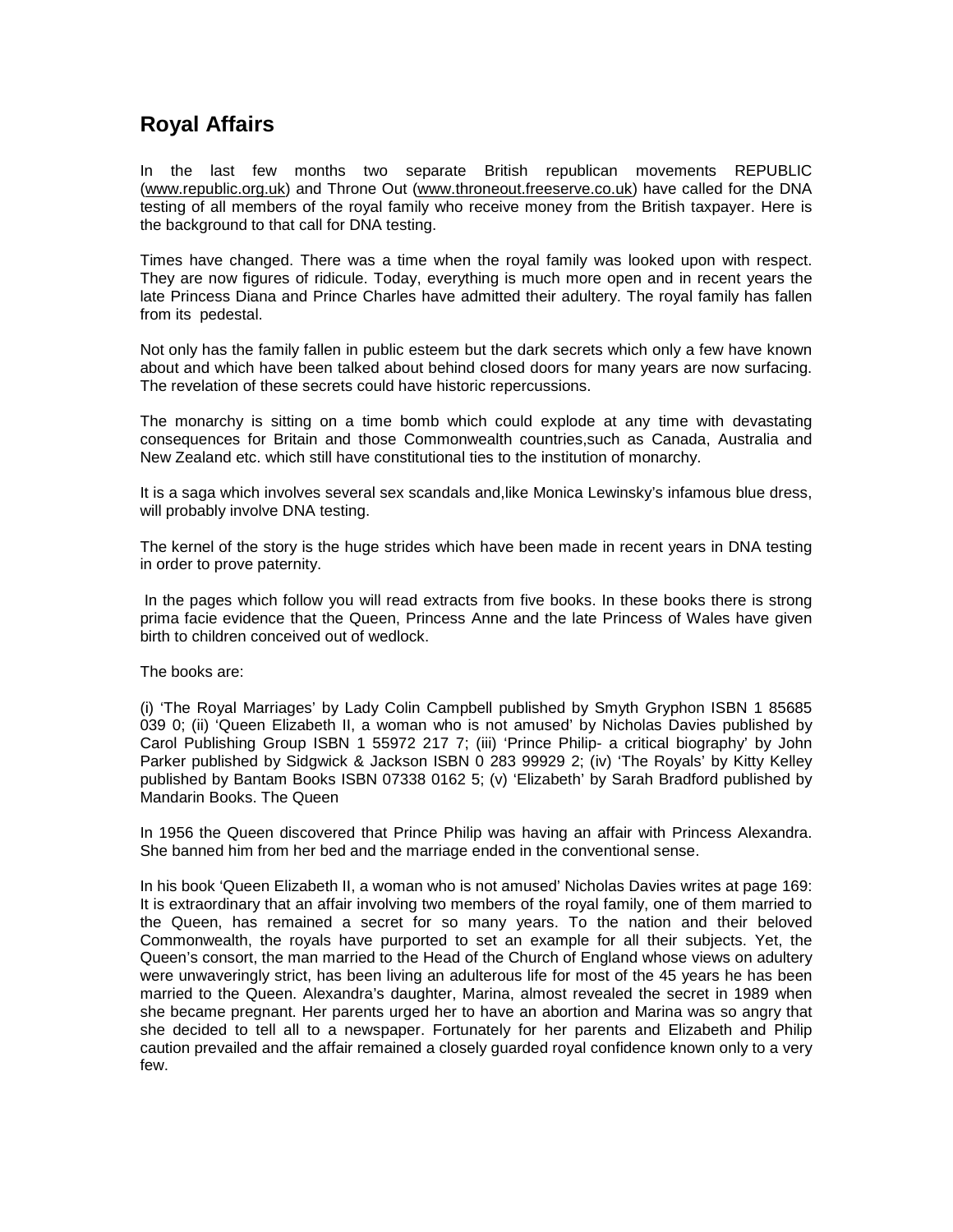## Royal Affairs

In the last few months two separate British republican movements REPUBLIC (www.republic.org.uk) and Throne Out (www.throneout.freeserve.co.uk) have called for the DNA testing of all members of the royal family who receive money from the British taxpayer. Here is the background to that call for DNA testing.

Times have changed. There was a time when the royal family was looked upon with respect. They are now figures of ridicule. Today, everything is much more open and in recent years the late Princess Diana and Prince Charles have admitted their adultery. The royal family has fallen from its pedestal.

Not only has the family fallen in public esteem but the dark secrets which only a few have known about and which have been talked about behind closed doors for many years are now surfacing. The revelation of these secrets could have historic repercussions.

The monarchy is sitting on a time bomb which could explode at any time with devastating consequences for Britain and those Commonwealth countries,such as Canada, Australia and New Zealand etc. which still have constitutional ties to the institution of monarchy.

It is a saga which involves several sex scandals and,like Monica Lewinsky's infamous blue dress, will probably involve DNA testing.

The kernel of the story is the huge strides which have been made in recent years in DNA testing in order to prove paternity.

In the pages which follow you will read extracts from five books. In these books there is strong prima facie evidence that the Queen, Princess Anne and the late Princess of Wales have given birth to children conceived out of wedlock.

The books are:

(i) 'The Royal Marriages' by Lady Colin Campbell published by Smyth Gryphon ISBN 1 85685 039 0; (ii) 'Queen Elizabeth II, a woman who is not amused' by Nicholas Davies published by Carol Publishing Group ISBN 1 55972 217 7; (iii) 'Prince Philip- a critical biography' by John Parker published by Sidgwick & Jackson ISBN 0 283 99929 2; (iv) 'The Royals' by Kitty Kelley published by Bantam Books ISBN 07338 0162 5; (v) 'Elizabeth' by Sarah Bradford published by Mandarin Books. The Queen

In 1956 the Queen discovered that Prince Philip was having an affair with Princess Alexandra. She banned him from her bed and the marriage ended in the conventional sense.

In his book 'Queen Elizabeth II, a woman who is not amused' Nicholas Davies writes at page 169: It is extraordinary that an affair involving two members of the royal family, one of them married to the Queen, has remained a secret for so many years. To the nation and their beloved Commonwealth, the royals have purported to set an example for all their subjects. Yet, the Queen's consort, the man married to the Head of the Church of England whose views on adultery were unwaveringly strict, has been living an adulterous life for most of the 45 years he has been married to the Queen. Alexandra's daughter, Marina, almost revealed the secret in 1989 when she became pregnant. Her parents urged her to have an abortion and Marina was so angry that she decided to tell all to a newspaper. Fortunately for her parents and Elizabeth and Philip caution prevailed and the affair remained a closely guarded royal confidence known only to a very few.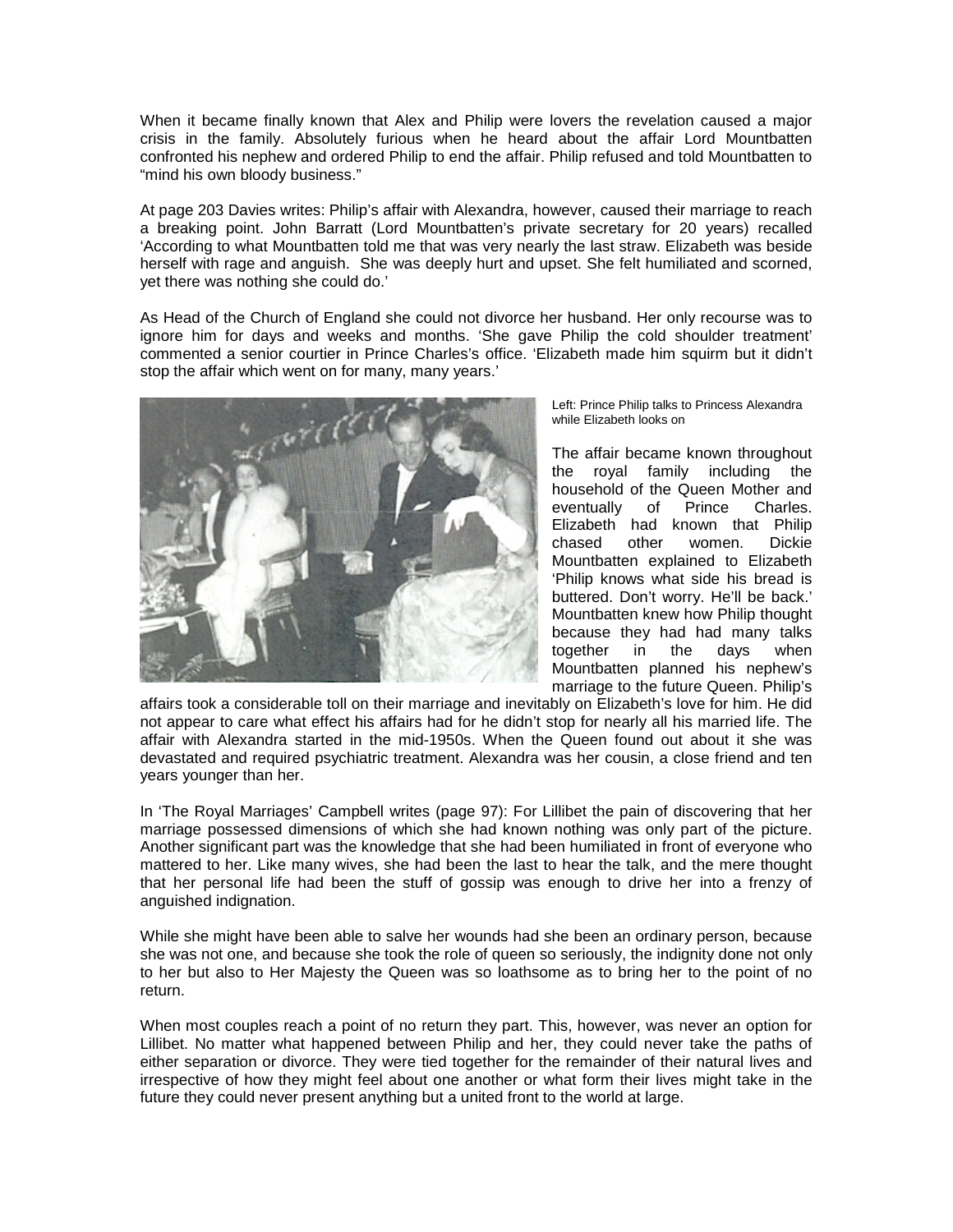When it became finally known that Alex and Philip were lovers the revelation caused a major crisis in the family. Absolutely furious when he heard about the affair Lord Mountbatten confronted his nephew and ordered Philip to end the affair. Philip refused and told Mountbatten to "mind his own bloody business."

At page 203 Davies writes: Philip's affair with Alexandra, however, caused their marriage to reach a breaking point. John Barratt (Lord Mountbatten's private secretary for 20 years) recalled 'According to what Mountbatten told me that was very nearly the last straw. Elizabeth was beside herself with rage and anguish. She was deeply hurt and upset. She felt humiliated and scorned, yet there was nothing she could do.'

As Head of the Church of England she could not divorce her husband. Her only recourse was to ignore him for days and weeks and months. 'She gave Philip the cold shoulder treatment' commented a senior courtier in Prince Charles's office. 'Elizabeth made him squirm but it didn't stop the affair which went on for many, many years.'

Left: Prince Philip talks to Princess Alexandra while Elizabeth looks on

The affair became known throughout the royal family including the household of the Queen Mother and eventually of Prince Charles. Elizabeth had known that Philip chased other women. Dickie Mountbatten explained to Elizabeth 'Philip knows what side his bread is buttered. Don't worry. He'll be back.' Mountbatten knew how Philip thought because they had had many talks together in the days when Mountbatten planned his nephew's marriage to the future Queen. Philip's affairs took a considerable toll on their marriage and inevitably on Elizabeth's love for him. He did not appear to care what effect his affairs had for he didn't stop for nearly all his married life. The affair with Alexandra started in the mid-1950s. When the Queen found out about it she was devastated and required psychiatric treatment. Alexandra was her cousin, a close friend and ten years younger than her.

In 'The Royal Marriages' Campbell writes (page 97): For Lillibet the pain of discovering that her marriage possessed dimensions of which she had known nothing was only part of the picture. Another significant part was the knowledge that she had been humiliated in front of everyone who mattered to her. Like many wives, she had been the last to hear the talk, and the mere thought that her personal life had been the stuff of gossip was enough to drive her into a frenzy of anguished indignation.

While she might have been able to salve her wounds had she been an ordinary person, because she was not one, and because she took the role of queen so seriously, the indignity done not only to her but also to Her Majesty the Queen was so loathsome as to bring her to the point of no return.

When most couples reach a point of no return they part. This, however, was never an option for Lillibet. No matter what happened between Philip and her, they could never take the paths of either separation or divorce. They were tied together for the remainder of their natural lives and irrespective of how they might feel about one another or what form their lives might take in the future they could never present anything but a united front to the world at large.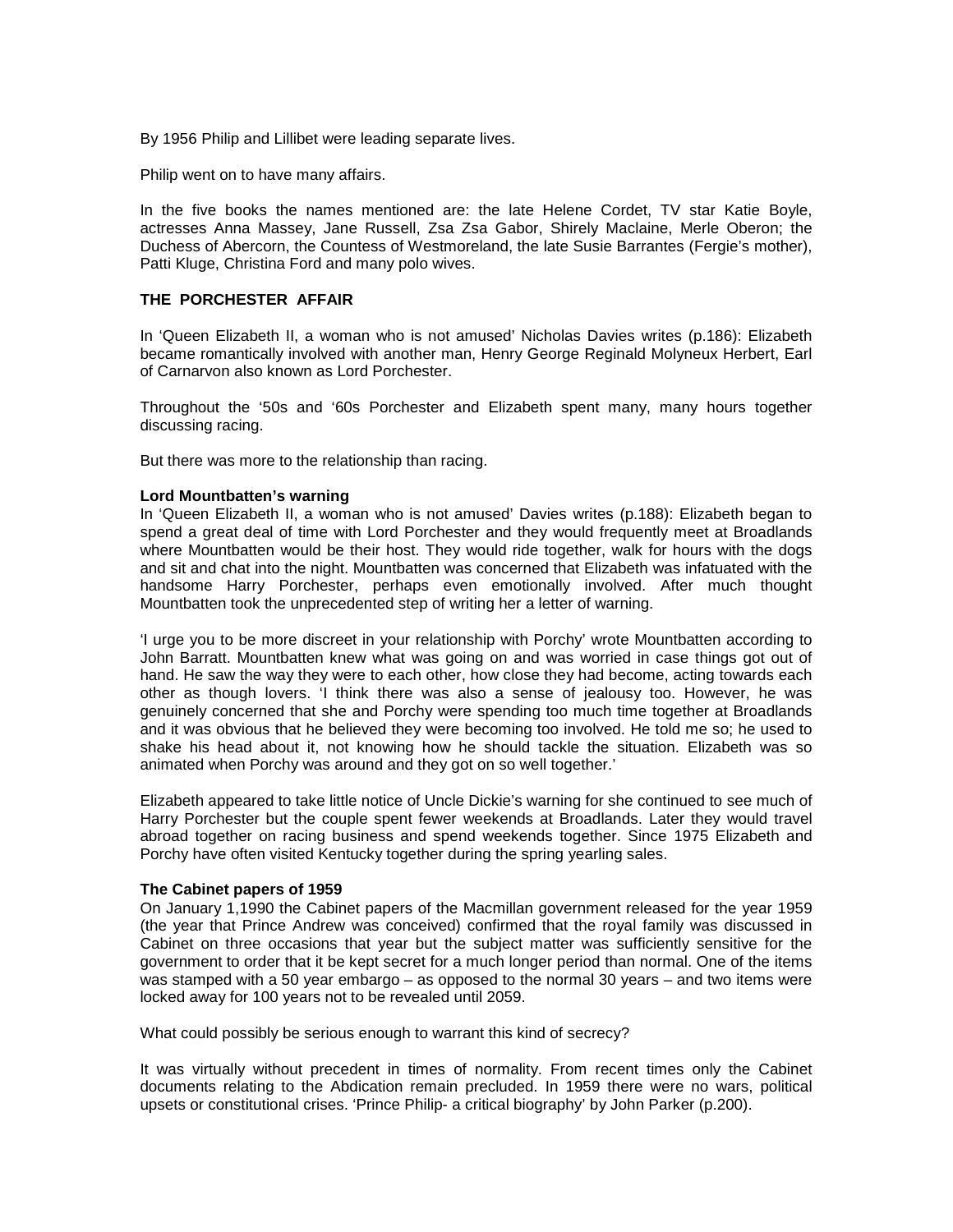By 1956 Philip and Lillibet were leading separate lives.

Philip went on to have many affairs.

In the five books the names mentioned are: the late Helene Cordet, TV star Katie Boyle, actresses Anna Massey, Jane Russell, Zsa Zsa Gabor, Shirely Maclaine, Merle Oberon; the Duchess of Abercorn, the Countess of Westmoreland, the late Susie Barrantes (Fergie's mother), Patti Kluge, Christina Ford and many polo wives.

## THE PORCHESTER AFFAIR

In 'Queen Elizabeth II, a woman who is not amused' Nicholas Davies writes (p.186): Elizabeth became romantically involved with another man, Henry George Reginald Molyneux Herbert, Earl of Carnarvon also known as Lord Porchester.

Throughout the '50s and '60s Porchester and Elizabeth spent many, many hours together discussing racing.

But there was more to the relationship than racing.

### Lord Mountbatten's warning

In 'Queen Elizabeth II, a woman who is not amused' Davies writes (p.188): Elizabeth began to spend a great deal of time with Lord Porchester and they would frequently meet at Broadlands where Mountbatten would be their host. They would ride together, walk for hours with the dogs and sit and chat into the night. Mountbatten was concerned that Elizabeth was infatuated with the handsome Harry Porchester, perhaps even emotionally involved. After much thought Mountbatten took the unprecedented step of writing her a letter of warning.

'I urge you to be more discreet in your relationship with Porchy' wrote Mountbatten according to John Barratt. Mountbatten knew what was going on and was worried in case things got out of hand. He saw the way they were to each other, how close they had become, acting towards each other as though lovers. 'I think there was also a sense of jealousy too. However, he was genuinely concerned that she and Porchy were spending too much time together at Broadlands and it was obvious that he believed they were becoming too involved. He told me so; he used to shake his head about it, not knowing how he should tackle the situation. Elizabeth was so animated when Porchy was around and they got on so well together.'

Elizabeth appeared to take little notice of Uncle Dickie's warning for she continued to see much of Harry Porchester but the couple spent fewer weekends at Broadlands. Later they would travel abroad together on racing business and spend weekends together. Since 1975 Elizabeth and Porchy have often visited Kentucky together during the spring yearling sales.

### The Cabinet papers of 1959

On January 1,1990 the Cabinet papers of the Macmillan government released for the year 1959 (the year that Prince Andrew was conceived) confirmed that the royal family was discussed in Cabinet on three occasions that year but the subject matter was sufficiently sensitive for the government to order that it be kept secret for a much longer period than normal. One of the items was stamped with a 50 year embargo – as opposed to the normal 30 years – and two items were locked away for 100 years not to be revealed until 2059.

What could possibly be serious enough to warrant this kind of secrecy?

It was virtually without precedent in times of normality. From recent times only the Cabinet documents relating to the Abdication remain precluded. In 1959 there were no wars, political upsets or constitutional crises. 'Prince Philip- a critical biography' by John Parker (p.200).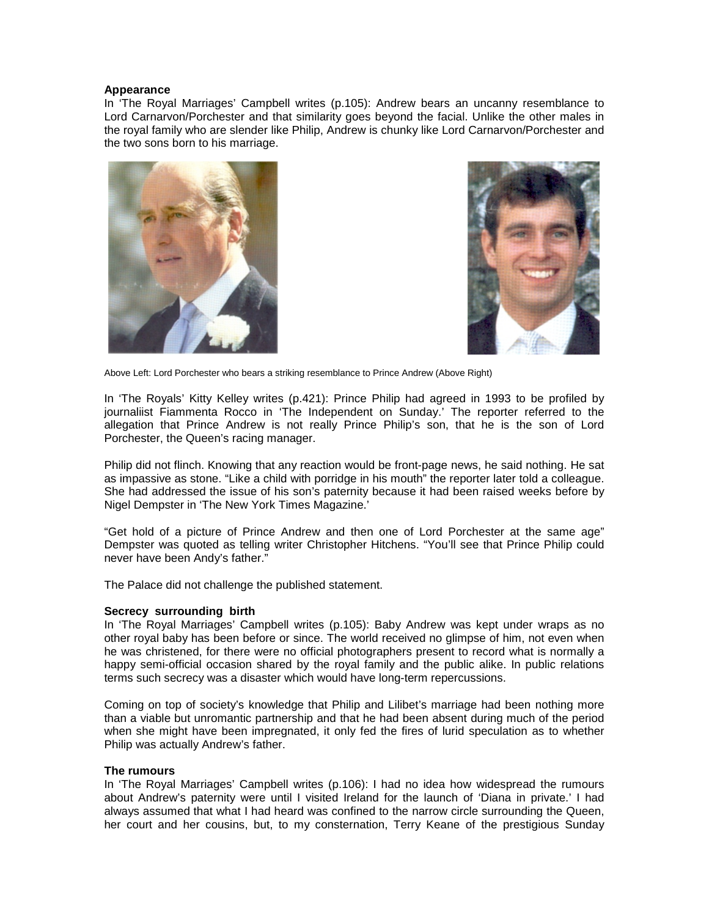**Appearance**

In 'The Royal Marriages' Campbell writes (p.105): Andrew bears an uncanny resemblance to Lord Carnarvon/Porchester and that similarity goes beyond the facial. Unlike the other males in the royal family who are slender like Philip, Andrew is chunky like Lord Carnarvon/Porchester and the two sons born to his marriage.

Above Left: Lord Porchester who bears a striking resemblance to Prince Andrew (Above Right)

In 'The Royals' Kitty Kelley writes (p.421): Prince Philip had agreed in 1993 to be profiled by journaliist Fiammenta Rocco in 'The Independent on Sunday.' The reporter referred to the allegation that Prince Andrew is not really Prince Philip's son, that he is the son of Lord Porchester, the Queen's racing manager.

Philip did not flinch. Knowing that any reaction would be front-page news, he said nothing. He sat as impassive as stone. "Like a child with porridge in his mouth" the reporter later told a colleague. She had addressed the issue of his son's paternity because it had been raised weeks before by Nigel Dempster in 'The New York Times Magazine.'

"Get hold of a picture of Prince Andrew and then one of Lord Porchester at the same age" Dempster was quoted as telling writer Christopher Hitchens. "You'll see that Prince Philip could never have been Andy's father."

The Palace did not challenge the published statement.

**Secrecy surrounding birth**

In 'The Royal Marriages' Campbell writes (p.105): Baby Andrew was kept under wraps as no other royal baby has been before or since. The world received no glimpse of him, not even when he was christened, for there were no official photographers present to record what is normally a happy semi-official occasion shared by the royal family and the public alike. In public relations terms such secrecy was a disaster which would have long-term repercussions.

Coming on top of society's knowledge that Philip and Lilibet's marriage had been nothing more than a viable but unromantic partnership and that he had been absent during much of the period when she might have been impregnated, it only fed the fires of lurid speculation as to whether Philip was actually Andrew's father.

**The rumours**

In 'The Royal Marriages' Campbell writes (p.106): I had no idea how widespread the rumours about Andrew's paternity were until I visited Ireland for the launch of 'Diana in private.' I had always assumed that what I had heard was confined to the narrow circle surrounding the Queen, her court and her cousins, but, to my consternation, Terry Keane of the prestigious Sunday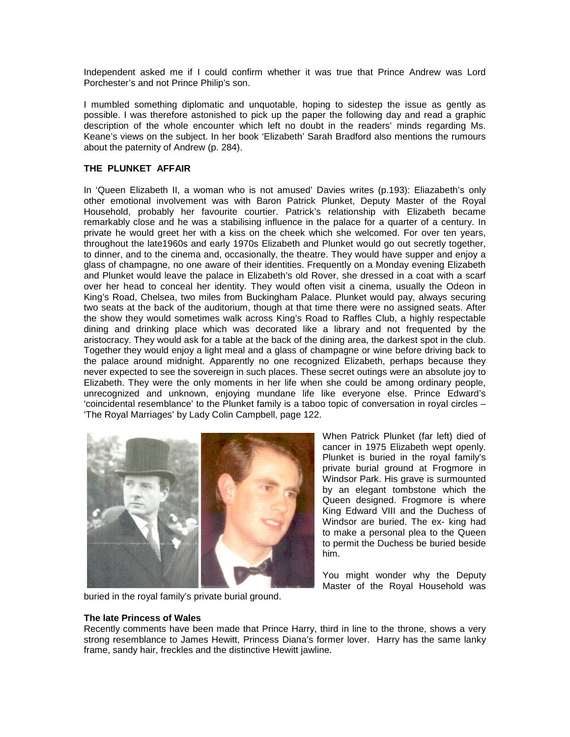Independent asked me if I could confirm whether it was true that Prince Andrew was Lord Porchester's and not Prince Philip's son.

I mumbled something diplomatic and unquotable, hoping to sidestep the issue as gently as possible. I was therefore astonished to pick up the paper the following day and read a graphic description of the whole encounter which left no doubt in the readers' minds regarding Ms. Keane's views on the subject. In her book 'Elizabeth' Sarah Bradford also mentions the rumours about the paternity of Andrew (p. 284).

**THE PLUNKET AFFAIR**

In 'Queen Elizabeth II, a woman who is not amused' Davies writes (p.193): Eliazabeth's only other emotional involvement was with Baron Patrick Plunket, Deputy Master of the Royal Household, probably her favourite courtier. Patrick's relationship with Elizabeth became remarkably close and he was a stabilising influence in the palace for a quarter of a century. In private he would greet her with a kiss on the cheek which she welcomed. For over ten years, throughout the late1960s and early 1970s Elizabeth and Plunket would go out secretly together, to dinner, and to the cinema and, occasionally, the theatre. They would have supper and enjoy a glass of champagne, no one aware of their identities. Frequently on a Monday evening Elizabeth and Plunket would leave the palace in Elizabeth's old Rover, she dressed in a coat with a scarf over her head to conceal her identity. They would often visit a cinema, usually the Odeon in King's Road, Chelsea, two miles from Buckingham Palace. Plunket would pay, always securing two seats at the back of the auditorium, though at that time there were no assigned seats. After the show they would sometimes walk across King's Road to Raffles Club, a highly respectable dining and drinking place which was decorated like a library and not frequented by the aristocracy. They would ask for a table at the back of the dining area, the darkest spot in the club. Together they would enjoy a light meal and a glass of champagne or wine before driving back to the palace around midnight. Apparently no one recognized Elizabeth, perhaps because they never expected to see the sovereign in such places. These secret outings were an absolute joy to Elizabeth. They were the only moments in her life when she could be among ordinary people, unrecognized and unknown, enjoying mundane life like everyone else. Prince Edward's 'coincidental resemblance' to the Plunket family is a taboo topic of conversation in royal circles – 'The Royal Marriages' by Lady Colin Campbell, page 122.

When Patrick Plunket (far left) died of cancer in 1975 Elizabeth wept openly. Plunket is buried in the royal family's private burial ground at Frogmore in Windsor Park. His grave is surmounted by an elegant tombstone which the Queen designed. Frogmore is where King Edward VIII and the Duchess of Windsor are buried. The ex- king had to make a personal plea to the Queen to permit the Duchess be buried beside him.

You might wonder why the Deputy Master of the Royal Household was buried in the royal family's private burial ground.

**The late Princess of Wales**

Recently comments have been made that Prince Harry, third in line to the throne, shows a very strong resemblance to James Hewitt, Princess Diana's former lover. Harry has the same lanky frame, sandy hair, freckles and the distinctive Hewitt jawline.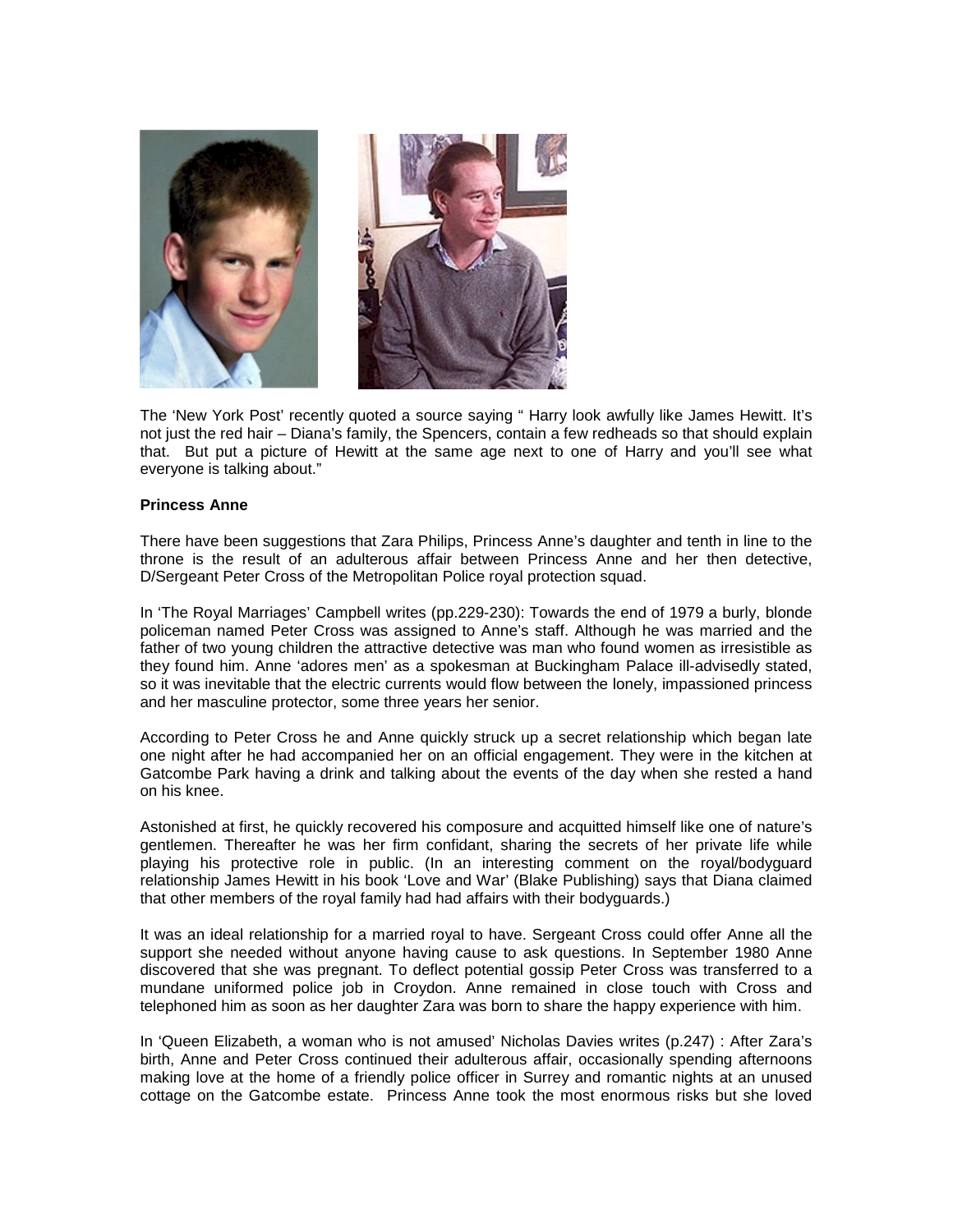The 'New York Post' recently quoted a source saying " Harry look awfully like James Hewitt. It's not just the red hair – Diana's family, the Spencers, contain a few redheads so that should explain that. But put a picture of Hewitt at the same age next to one of Harry and you'll see what everyone is talking about."

**Princess Anne**

There have been suggestions that Zara Philips, Princess Anne's daughter and tenth in line to the throne is the result of an adulterous affair between Princess Anne and her then detective, D/Sergeant Peter Cross of the Metropolitan Police royal protection squad.

In 'The Royal Marriages' Campbell writes (pp.229-230): Towards the end of 1979 a burly, blonde policeman named Peter Cross was assigned to Anne's staff. Although he was married and the father of two young children the attractive detective was man who found women as irresistible as they found him. Anne 'adores men' as a spokesman at Buckingham Palace ill-advisedly stated, so it was inevitable that the electric currents would flow between the lonely, impassioned princess and her masculine protector, some three years her senior.

According to Peter Cross he and Anne quickly struck up a secret relationship which began late one night after he had accompanied her on an official engagement. They were in the kitchen at Gatcombe Park having a drink and talking about the events of the day when she rested a hand on his knee.

Astonished at first, he quickly recovered his composure and acquitted himself like one of nature's gentlemen. Thereafter he was her firm confidant, sharing the secrets of her private life while playing his protective role in public. (In an interesting comment on the royal/bodyguard relationship James Hewitt in his book 'Love and War' (Blake Publishing) says that Diana claimed that other members of the royal family had had affairs with their bodyguards.)

It was an ideal relationship for a married royal to have. Sergeant Cross could offer Anne all the support she needed without anyone having cause to ask questions. In September 1980 Anne discovered that she was pregnant. To deflect potential gossip Peter Cross was transferred to a mundane uniformed police job in Croydon. Anne remained in close touch with Cross and telephoned him as soon as her daughter Zara was born to share the happy experience with him.

In 'Queen Elizabeth, a woman who is not amused' Nicholas Davies writes (p.247) : After Zara's birth, Anne and Peter Cross continued their adulterous affair, occasionally spending afternoons making love at the home of a friendly police officer in Surrey and romantic nights at an unused cottage on the Gatcombe estate. Princess Anne took the most enormous risks but she loved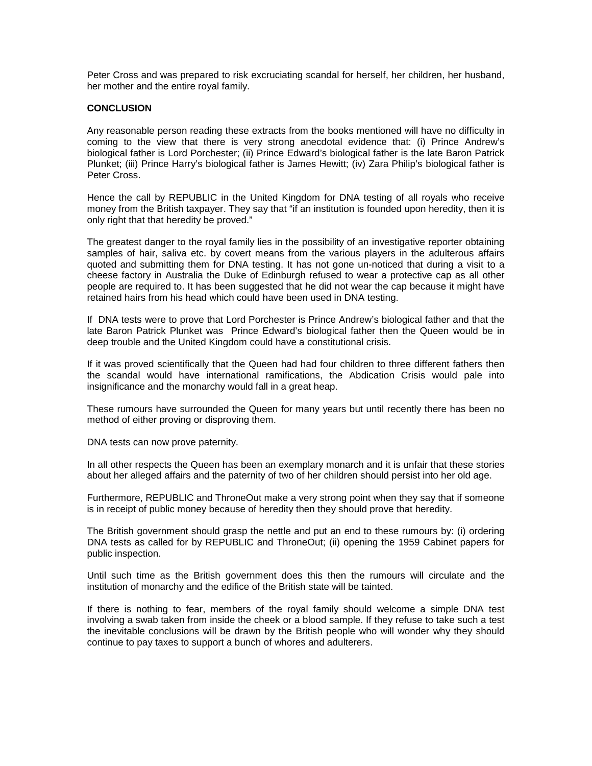Peter Cross and was prepared to risk excruciating scandal for herself, her children, her husband, her mother and the entire royal family.

**CONCLUSION**

Any reasonable person reading these extracts from the books mentioned will have no difficulty in coming to the view that there is very strong anecdotal evidence that: (i) Prince Andrew's biological father is Lord Porchester; (ii) Prince Edward's biological father is the late Baron Patrick Plunket; (iii) Prince Harry's biological father is James Hewitt; (iv) Zara Philip's biological father is Peter Cross.

Hence the call by REPUBLIC in the United Kingdom for DNA testing of all royals who receive money from the British taxpayer. They say that "if an institution is founded upon heredity, then it is only right that that heredity be proved."

The greatest danger to the royal family lies in the possibility of an investigative reporter obtaining samples of hair, saliva etc. by covert means from the various players in the adulterous affairs quoted and submitting them for DNA testing. It has not gone un-noticed that during a visit to a cheese factory in Australia the Duke of Edinburgh refused to wear a protective cap as all other people are required to. It has been suggested that he did not wear the cap because it might have retained hairs from his head which could have been used in DNA testing.

If DNA tests were to prove that Lord Porchester is Prince Andrew's biological father and that the late Baron Patrick Plunket was Prince Edward's biological father then the Queen would be in deep trouble and the United Kingdom could have a constitutional crisis.

If it was proved scientifically that the Queen had had four children to three different fathers then the scandal would have international ramifications, the Abdication Crisis would pale into insignificance and the monarchy would fall in a great heap.

These rumours have surrounded the Queen for many years but until recently there has been no method of either proving or disproving them.

DNA tests can now prove paternity.

In all other respects the Queen has been an exemplary monarch and it is unfair that these stories about her alleged affairs and the paternity of two of her children should persist into her old age.

Furthermore, REPUBLIC and ThroneOut make a very strong point when they say that if someone is in receipt of public money because of heredity then they should prove that heredity.

The British government should grasp the nettle and put an end to these rumours by: (i) ordering DNA tests as called for by REPUBLIC and ThroneOut; (ii) opening the 1959 Cabinet papers for public inspection.

Until such time as the British government does this then the rumours will circulate and the institution of monarchy and the edifice of the British state will be tainted.

If there is nothing to fear, members of the royal family should welcome a simple DNA test involving a swab taken from inside the cheek or a blood sample. If they refuse to take such a test the inevitable conclusions will be drawn by the British people who will wonder why they should continue to pay taxes to support a bunch of whores and adulterers.